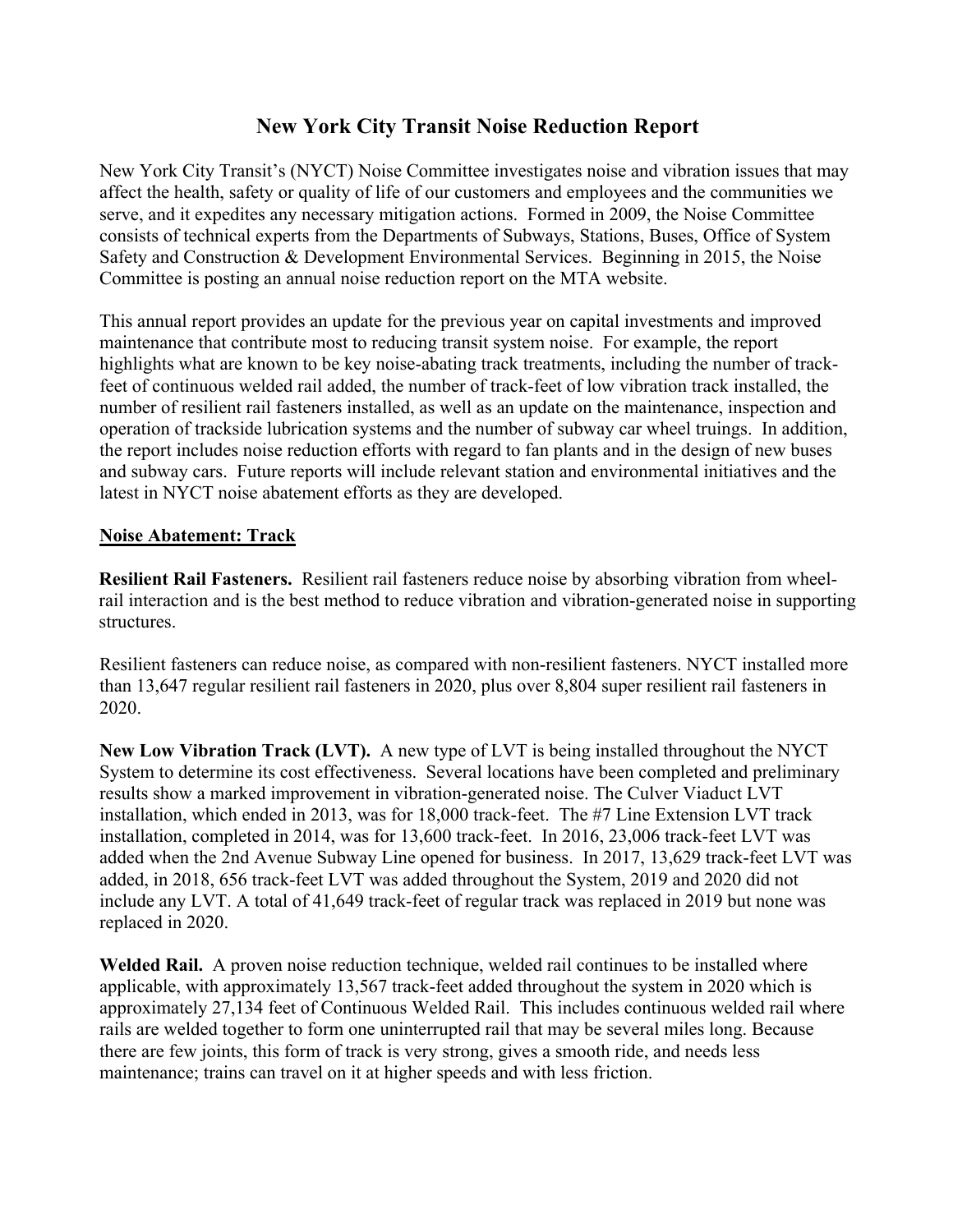# New York City Transit Noise Reduction Report

New York City Transit's (NYCT) Noise Committee investigates noise and vibration issues that may affect the health, safety or quality of life of our customers and employees and the communities we serve, and it expedites any necessary mitigation actions. Formed in 2009, the Noise Committee consists of technical experts from the Departments of Subways, Stations, Buses, Office of System Safety and Construction & Development Environmental Services. Beginning in 2015, the Noise Committee is posting an annual noise reduction report on the MTA website.

This annual report provides an update for the previous year on capital investments and improved maintenance that contribute most to reducing transit system noise. For example, the report highlights what are known to be key noise-abating track treatments, including the number of track-feet of continuous welded rail added, the number of track-feet of low vibration track installed, the number of resilient rail fasteners installed, as well as an update on the maintenance, inspection and operation of trackside lubrication systems and the number of subway car wheel truings. In addition, the report includes noise reduction efforts with regard to fan plants and in the design of new buses and subway cars. Future reports will include relevant station and environmental initiatives and the latest in NYCT noise abatement efforts as they are developed.

## Noise Abatement: Track

**Resilient Rail Fasteners.** Resilient rail fasteners reduce noise by absorbing vibration from wheel-rail interaction and is the best method to reduce vibration and vibration-generated noise in supporting structures.

Resilient fasteners can reduce noise, as compared with non-resilient fasteners. NYCT installed more than 13,647 regular resilient rail fasteners in 2020, plus over 8,804 super resilient rail fasteners in 2020.

**New Low Vibration Track (LVT).** A new type of LVT is being installed throughout the NYCT System to determine its cost effectiveness. Several locations have been completed and preliminary results show a marked improvement in vibration-generated noise. The Culver Viaduct LVT installation, which ended in 2013, was for 18,000 track-feet. The #7 Line Extension LVT track installation, completed in 2014, was for 13,600 track-feet. In 2016, 23,006 track-feet LVT was added when the 2nd Avenue Subway Line opened for business. In 2017, 13,629 track-feet LVT was added, in 2018, 656 track-feet LVT was added throughout the System, 2019 and 2020 did not include any LVT. A total of 41,649 track-feet of regular track was replaced in 2019 but none was replaced in 2020.

**Welded Rail.** A proven noise reduction technique, welded rail continues to be installed where applicable, with approximately 13,567 track-feet added throughout the system in 2020 which is approximately 27,134 feet of Continuous Welded Rail. This includes continuous welded rail where rails are welded together to form one uninterrupted rail that may be several miles long. Because there are few joints, this form of track is very strong, gives a smooth ride, and needs less maintenance; trains can travel on it at higher speeds and with less friction.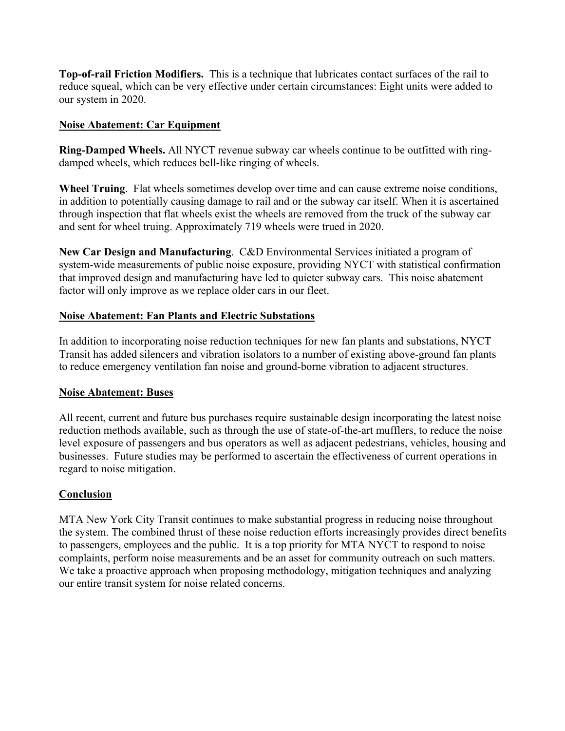**Top-of-rail Friction Modifiers.** This is a technique that lubricates contact surfaces of the rail to reduce squeal, which can be very effective under certain circumstances: Eight units were added to our system in 2020.

## Noise Abatement: Car Equipment

**Ring-Damped Wheels.** All NYCT revenue subway car wheels continue to be outfitted with ring-damped wheels, which reduces bell-like ringing of wheels.

**Wheel Truing**. Flat wheels sometimes develop over time and can cause extreme noise conditions, in addition to potentially causing damage to rail and or the subway car itself. When it is ascertained through inspection that flat wheels exist the wheels are removed from the truck of the subway car and sent for wheel truing. Approximately 719 wheels were trued in 2020.

**New Car Design and Manufacturing**. C&D Environmental Services initiated a program of system-wide measurements of public noise exposure, providing NYCT with statistical confirmation that improved design and manufacturing have led to quieter subway cars. This noise abatement factor will only improve as we replace older cars in our fleet.

## Noise Abatement: Fan Plants and Electric Substations

In addition to incorporating noise reduction techniques for new fan plants and substations, NYCT Transit has added silencers and vibration isolators to a number of existing above-ground fan plants to reduce emergency ventilation fan noise and ground-borne vibration to adjacent structures.

## Noise Abatement: Buses

All recent, current and future bus purchases require sustainable design incorporating the latest noise reduction methods available, such as through the use of state-of-the-art mufflers, to reduce the noise level exposure of passengers and bus operators as well as adjacent pedestrians, vehicles, housing and businesses. Future studies may be performed to ascertain the effectiveness of current operations in regard to noise mitigation.

## Conclusion

MTA New York City Transit continues to make substantial progress in reducing noise throughout the system. The combined thrust of these noise reduction efforts increasingly provides direct benefits to passengers, employees and the public. It is a top priority for MTA NYCT to respond to noise complaints, perform noise measurements and be an asset for community outreach on such matters. We take a proactive approach when proposing methodology, mitigation techniques and analyzing our entire transit system for noise related concerns.